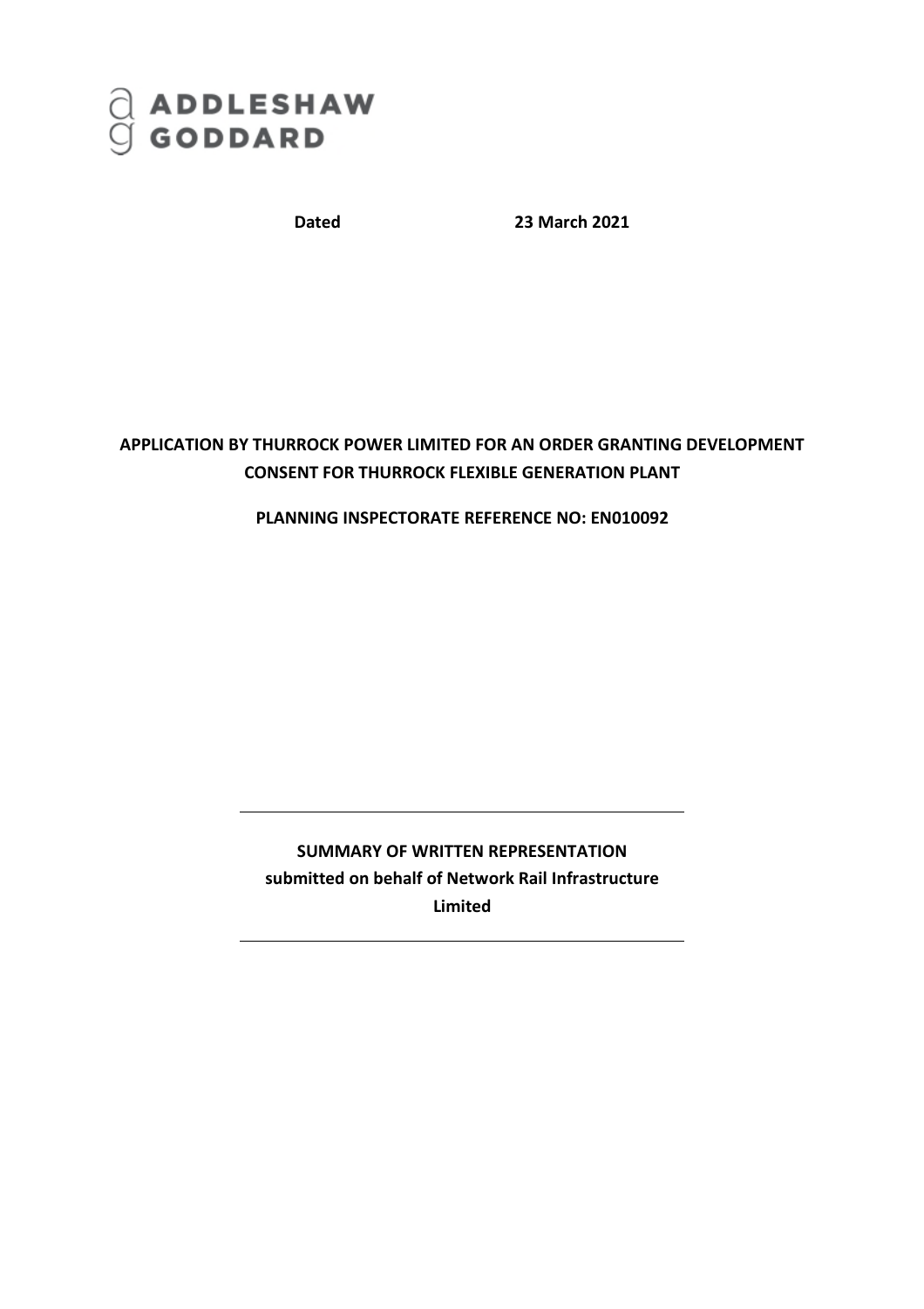ADDLESHAW GODDARD

**Dated** **23 March 2021**

**APPLICATION BY THURROCK POWER LIMITED FOR AN ORDER GRANTING DEVELOPMENT CONSENT FOR THURROCK FLEXIBLE GENERATION PLANT**

**PLANNING INSPECTORATE REFERENCE NO: EN010092**

---

**SUMMARY OF WRITTEN REPRESENTATION**
**submitted on behalf of Network Rail Infrastructure Limited**

---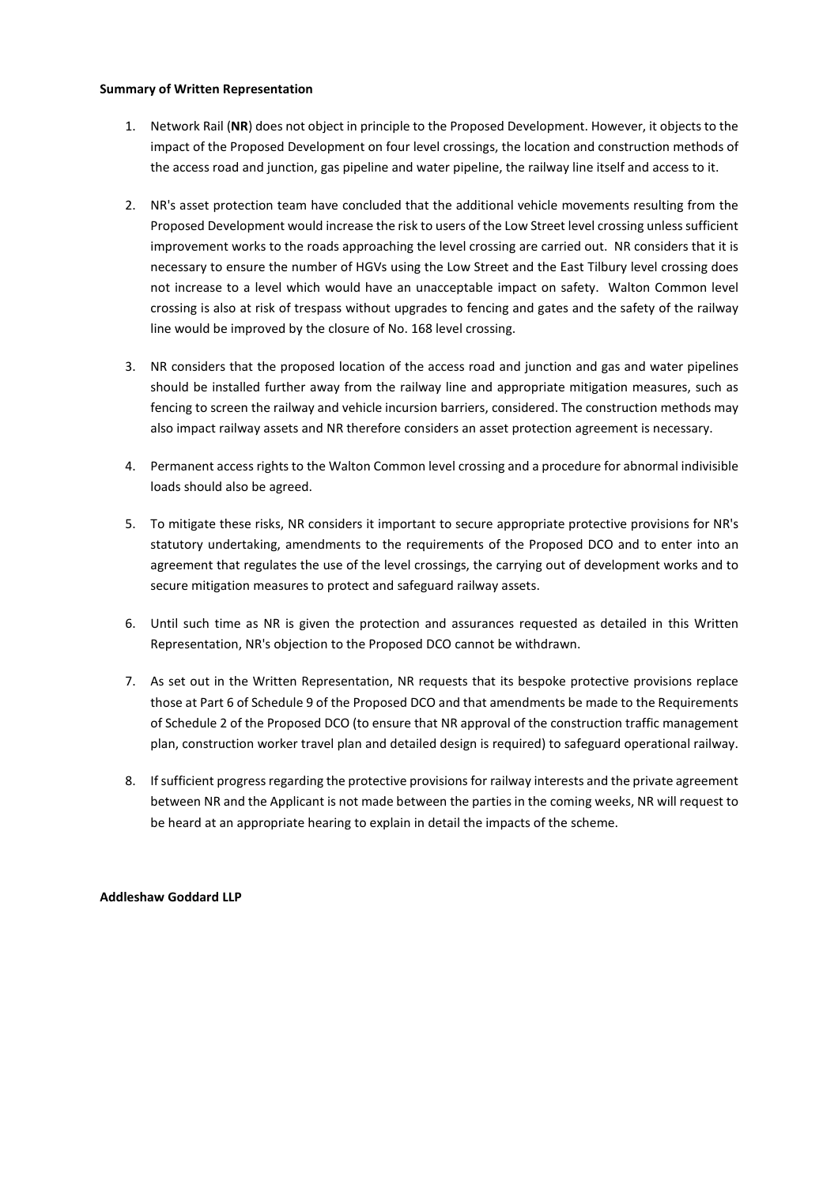**Summary of Written Representation**

1. Network Rail (**NR**) does not object in principle to the Proposed Development. However, it objects to the impact of the Proposed Development on four level crossings, the location and construction methods of the access road and junction, gas pipeline and water pipeline, the railway line itself and access to it.
2. NR's asset protection team have concluded that the additional vehicle movements resulting from the Proposed Development would increase the risk to users of the Low Street level crossing unless sufficient improvement works to the roads approaching the level crossing are carried out. NR considers that it is necessary to ensure the number of HGVs using the Low Street and the East Tilbury level crossing does not increase to a level which would have an unacceptable impact on safety. Walton Common level crossing is also at risk of trespass without upgrades to fencing and gates and the safety of the railway line would be improved by the closure of No. 168 level crossing.
3. NR considers that the proposed location of the access road and junction and gas and water pipelines should be installed further away from the railway line and appropriate mitigation measures, such as fencing to screen the railway and vehicle incursion barriers, considered. The construction methods may also impact railway assets and NR therefore considers an asset protection agreement is necessary.
4. Permanent access rights to the Walton Common level crossing and a procedure for abnormal indivisible loads should also be agreed.
5. To mitigate these risks, NR considers it important to secure appropriate protective provisions for NR's statutory undertaking, amendments to the requirements of the Proposed DCO and to enter into an agreement that regulates the use of the level crossings, the carrying out of development works and to secure mitigation measures to protect and safeguard railway assets.
6. Until such time as NR is given the protection and assurances requested as detailed in this Written Representation, NR's objection to the Proposed DCO cannot be withdrawn.
7. As set out in the Written Representation, NR requests that its bespoke protective provisions replace those at Part 6 of Schedule 9 of the Proposed DCO and that amendments be made to the Requirements of Schedule 2 of the Proposed DCO (to ensure that NR approval of the construction traffic management plan, construction worker travel plan and detailed design is required) to safeguard operational railway.
8. If sufficient progress regarding the protective provisions for railway interests and the private agreement between NR and the Applicant is not made between the parties in the coming weeks, NR will request to be heard at an appropriate hearing to explain in detail the impacts of the scheme.

**Addleshaw Goddard LLP**